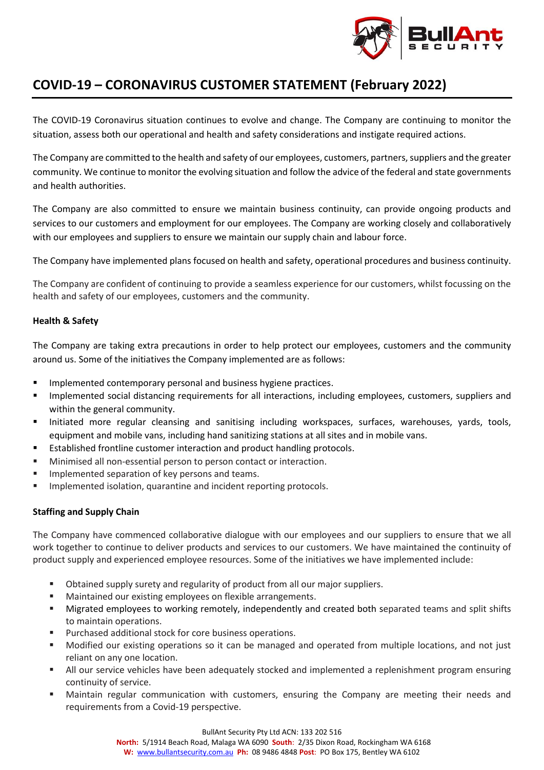# COVID-19 – CORONAVIRUS CUSTOMER STATEMENT (February 2022)

The COVID-19 Coronavirus situation continues to evolve and change. The Company are continuing to monitor the situation, assess both our operational and health and safety considerations and instigate required actions.

The Company are committed to the health and safety of our employees, customers, partners, suppliers and the greater community. We continue to monitor the evolving situation and follow the advice of the federal and state governments and health authorities.

The Company are also committed to ensure we maintain business continuity, can provide ongoing products and services to our customers and employment for our employees. The Company are working closely and collaboratively with our employees and suppliers to ensure we maintain our supply chain and labour force.

The Company have implemented plans focused on health and safety, operational procedures and business continuity.

The Company are confident of continuing to provide a seamless experience for our customers, whilst focussing on the health and safety of our employees, customers and the community.

**Health & Safety**

The Company are taking extra precautions in order to help protect our employees, customers and the community around us. Some of the initiatives the Company implemented are as follows:

- Implemented contemporary personal and business hygiene practices.
- Implemented social distancing requirements for all interactions, including employees, customers, suppliers and within the general community.
- Initiated more regular cleansing and sanitising including workspaces, surfaces, warehouses, yards, tools, equipment and mobile vans, including hand sanitizing stations at all sites and in mobile vans.
- Established frontline customer interaction and product handling protocols.
- Minimised all non-essential person to person contact or interaction.
- Implemented separation of key persons and teams.
- Implemented isolation, quarantine and incident reporting protocols.

**Staffing and Supply Chain**

The Company have commenced collaborative dialogue with our employees and our suppliers to ensure that we all work together to continue to deliver products and services to our customers. We have maintained the continuity of product supply and experienced employee resources. Some of the initiatives we have implemented include:

- Obtained supply surety and regularity of product from all our major suppliers.
- Maintained our existing employees on flexible arrangements.
- Migrated employees to working remotely, independently and created both separated teams and split shifts to maintain operations.
- Purchased additional stock for core business operations.
- Modified our existing operations so it can be managed and operated from multiple locations, and not just reliant on any one location.
- All our service vehicles have been adequately stocked and implemented a replenishment program ensuring continuity of service.
- Maintain regular communication with customers, ensuring the Company are meeting their needs and requirements from a Covid-19 perspective.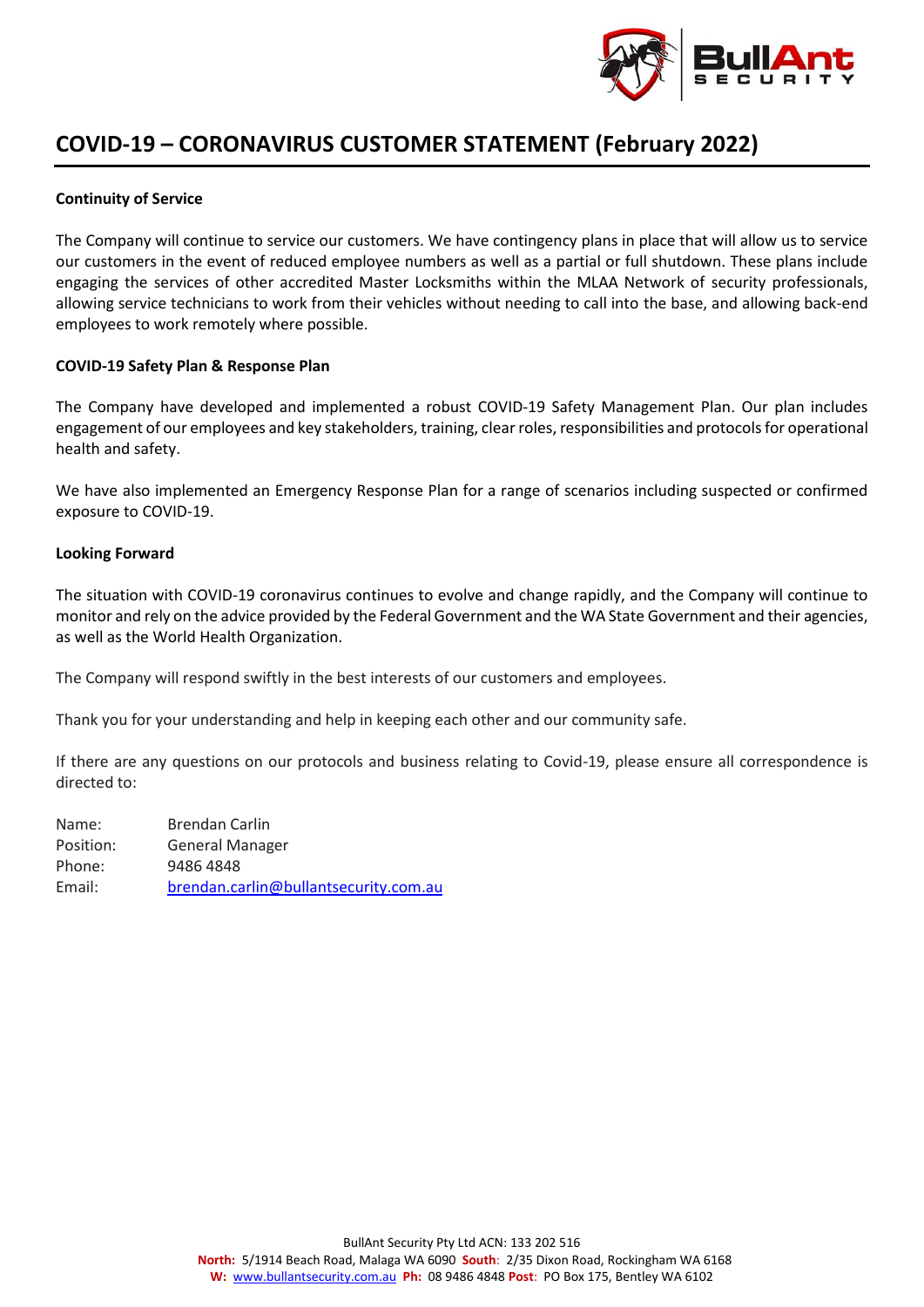# COVID-19 – CORONAVIRUS CUSTOMER STATEMENT (February 2022)

**Continuity of Service**

The Company will continue to service our customers. We have contingency plans in place that will allow us to service our customers in the event of reduced employee numbers as well as a partial or full shutdown. These plans include engaging the services of other accredited Master Locksmiths within the MLAA Network of security professionals, allowing service technicians to work from their vehicles without needing to call into the base, and allowing back-end employees to work remotely where possible.

**COVID-19 Safety Plan & Response Plan**

The Company have developed and implemented a robust COVID-19 Safety Management Plan. Our plan includes engagement of our employees and key stakeholders, training, clear roles, responsibilities and protocols for operational health and safety.

We have also implemented an Emergency Response Plan for a range of scenarios including suspected or confirmed exposure to COVID-19.

**Looking Forward**

The situation with COVID-19 coronavirus continues to evolve and change rapidly, and the Company will continue to monitor and rely on the advice provided by the Federal Government and the WA State Government and their agencies, as well as the World Health Organization.

The Company will respond swiftly in the best interests of our customers and employees.

Thank you for your understanding and help in keeping each other and our community safe.

If there are any questions on our protocols and business relating to Covid-19, please ensure all correspondence is directed to:

| | |
|---|---|
| Name: | Brendan Carlin |
| Position: | General Manager |
| Phone: | 9486 4848 |
| Email: | brendan.carlin@bullantsecurity.com.au |

BullAnt Security Pty Ltd ACN: 133 202 516
**North:** 5/1914 Beach Road, Malaga WA 6090 **South**: 2/35 Dixon Road, Rockingham WA 6168
**W:** www.bullantsecurity.com.au **Ph:** 08 9486 4848 **Post**: PO Box 175, Bentley WA 6102